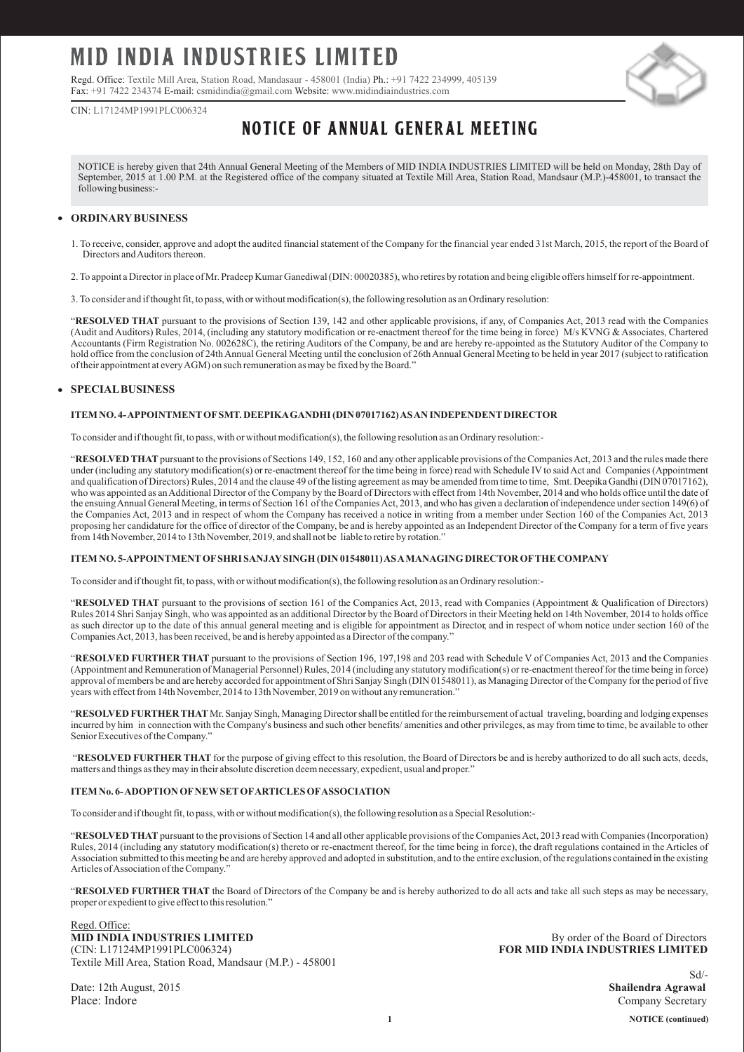# MID INDIA INDUSTRIES LIMITED

Regd. Office: Textile Mill Area, Station Road, Mandasaur - 458001 (India) Ph.: +91 7422 234999, 405139
Fax: +91 7422 234374 E-mail: csmidindia@gmail.com Website: www.midindiaindustries.com

CIN: L17124MP1991PLC006324

## NOTICE OF ANNUAL GENERAL MEETING

NOTICE is hereby given that 24th Annual General Meeting of the Members of MID INDIA INDUSTRIES LIMITED will be held on Monday, 28th Day of September, 2015 at 1.00 P.M. at the Registered office of the company situated at Textile Mill Area, Station Road, Mandsaur (M.P.)-458001, to transact the following business:-

- **ORDINARY BUSINESS**

1. To receive, consider, approve and adopt the audited financial statement of the Company for the financial year ended 31st March, 2015, the report of the Board of Directors and Auditors thereon.

2. To appoint a Director in place of Mr. Pradeep Kumar Ganediwal (DIN: 00020385), who retires by rotation and being eligible offers himself for re-appointment.

3. To consider and if thought fit, to pass, with or without modification(s), the following resolution as an Ordinary resolution:

"**RESOLVED THAT** pursuant to the provisions of Section 139, 142 and other applicable provisions, if any, of Companies Act, 2013 read with the Companies (Audit and Auditors) Rules, 2014, (including any statutory modification or re-enactment thereof for the time being in force) M/s KVNG & Associates, Chartered Accountants (Firm Registration No. 002628C), the retiring Auditors of the Company, be and are hereby re-appointed as the Statutory Auditor of the Company to hold office from the conclusion of 24th Annual General Meeting until the conclusion of 26th Annual General Meeting to be held in year 2017 (subject to ratification of their appointment at every AGM) on such remuneration as may be fixed by the Board."

- **SPECIAL BUSINESS**

**ITEM NO. 4- APPOINTMENT OF SMT. DEEPIKA GANDHI (DIN 07017162) AS AN INDEPENDENT DIRECTOR**

To consider and if thought fit, to pass, with or without modification(s), the following resolution as an Ordinary resolution:-

"**RESOLVED THAT** pursuant to the provisions of Sections 149, 152, 160 and any other applicable provisions of the Companies Act, 2013 and the rules made there under (including any statutory modification(s) or re-enactment thereof for the time being in force) read with Schedule IV to said Act and Companies (Appointment and qualification of Directors) Rules, 2014 and the clause 49 of the listing agreement as may be amended from time to time, Smt. Deepika Gandhi (DIN 07017162), who was appointed as an Additional Director of the Company by the Board of Directors with effect from 14th November, 2014 and who holds office until the date of the ensuing Annual General Meeting, in terms of Section 161 of the Companies Act, 2013, and who has given a declaration of independence under section 149(6) of the Companies Act, 2013 and in respect of whom the Company has received a notice in writing from a member under Section 160 of the Companies Act, 2013 proposing her candidature for the office of director of the Company, be and is hereby appointed as an Independent Director of the Company for a term of five years from 14th November, 2014 to 13th November, 2019, and shall not be liable to retire by rotation."

**ITEM NO. 5-APPOINTMENT OF SHRI SANJAY SINGH (DIN 01548011) AS A MANAGING DIRECTOR OF THE COMPANY**

To consider and if thought fit, to pass, with or without modification(s), the following resolution as an Ordinary resolution:-

"**RESOLVED THAT** pursuant to the provisions of section 161 of the Companies Act, 2013, read with Companies (Appointment & Qualification of Directors) Rules 2014 Shri Sanjay Singh, who was appointed as an additional Director by the Board of Directors in their Meeting held on 14th November, 2014 to holds office as such director up to the date of this annual general meeting and is eligible for appointment as Director, and in respect of whom notice under section 160 of the Companies Act, 2013, has been received, be and is hereby appointed as a Director of the company."

"**RESOLVED FURTHER THAT** pursuant to the provisions of Section 196, 197,198 and 203 read with Schedule V of Companies Act, 2013 and the Companies (Appointment and Remuneration of Managerial Personnel) Rules, 2014 (including any statutory modification(s) or re-enactment thereof for the time being in force) approval of members be and are hereby accorded for appointment of Shri Sanjay Singh (DIN 01548011), as Managing Director of the Company for the period of five years with effect from 14th November, 2014 to 13th November, 2019 on without any remuneration."

"**RESOLVED FURTHER THAT** Mr. Sanjay Singh, Managing Director shall be entitled for the reimbursement of actual traveling, boarding and lodging expenses incurred by him in connection with the Company's business and such other benefits/ amenities and other privileges, as may from time to time, be available to other Senior Executives of the Company."

"**RESOLVED FURTHER THAT** for the purpose of giving effect to this resolution, the Board of Directors be and is hereby authorized to do all such acts, deeds, matters and things as they may in their absolute discretion deem necessary, expedient, usual and proper."

**ITEM No. 6- ADOPTION OF NEW SET OF ARTICLES OF ASSOCIATION**

To consider and if thought fit, to pass, with or without modification(s), the following resolution as a Special Resolution:-

"**RESOLVED THAT** pursuant to the provisions of Section 14 and all other applicable provisions of the Companies Act, 2013 read with Companies (Incorporation) Rules, 2014 (including any statutory modification(s) thereto or re-enactment thereof, for the time being in force), the draft regulations contained in the Articles of Association submitted to this meeting be and are hereby approved and adopted in substitution, and to the entire exclusion, of the regulations contained in the existing Articles of Association of the Company."

"**RESOLVED FURTHER THAT** the Board of Directors of the Company be and is hereby authorized to do all acts and take all such steps as may be necessary, proper or expedient to give effect to this resolution."

Regd. Office:
**MID INDIA INDUSTRIES LIMITED**
(CIN: L17124MP1991PLC006324)
Textile Mill Area, Station Road, Mandsaur (M.P.) - 458001

Date: 12th August, 2015
Place: Indore

By order of the Board of Directors
**FOR MID INDIA INDUSTRIES LIMITED**

Sd/-
**Shailendra Agrawal**
Company Secretary

**NOTICE (continued)**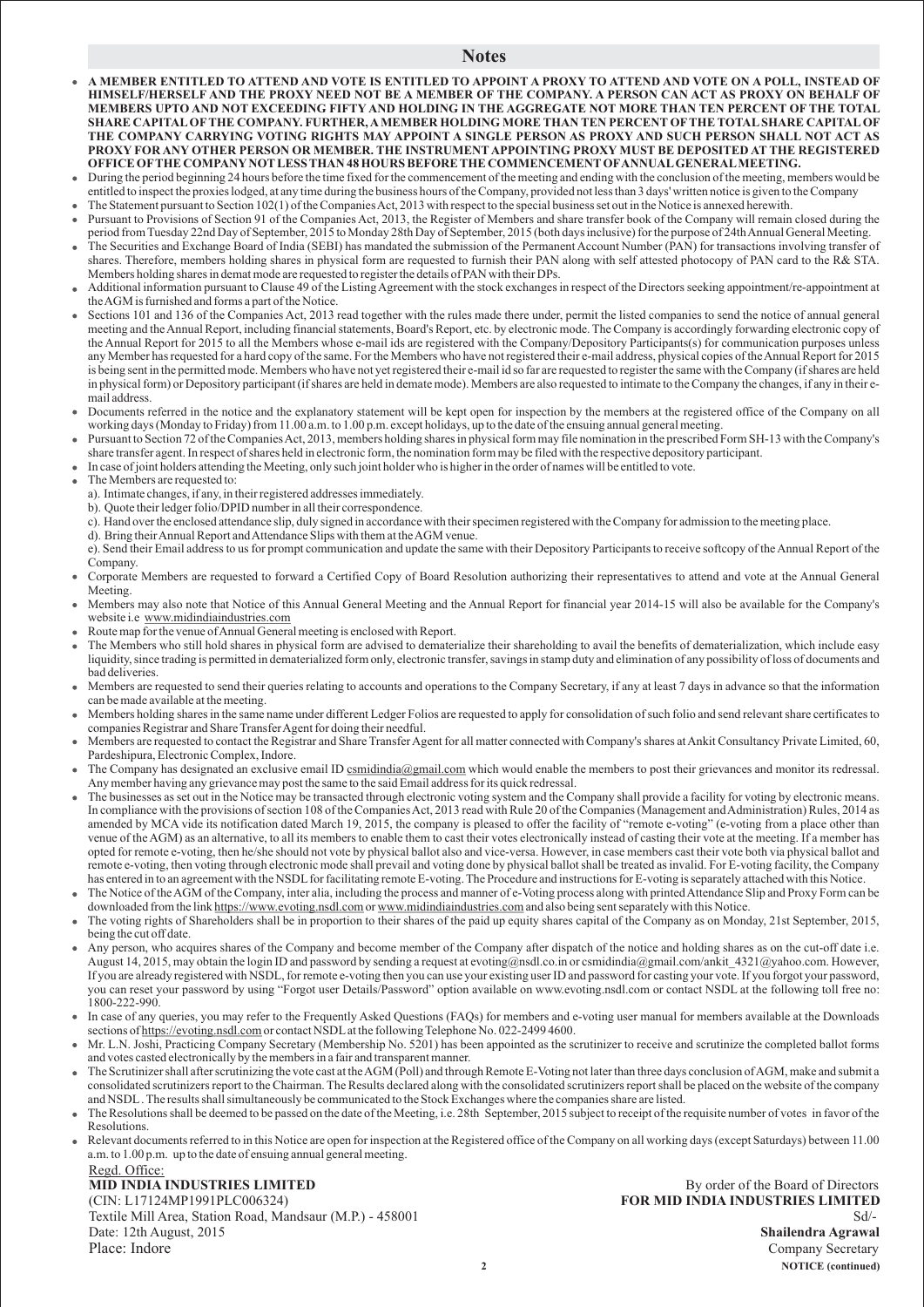## Notes

- **A MEMBER ENTITLED TO ATTEND AND VOTE IS ENTITLED TO APPOINT A PROXY TO ATTEND AND VOTE ON A POLL, INSTEAD OF HIMSELF/HERSELF AND THE PROXY NEED NOT BE A MEMBER OF THE COMPANY. A PERSON CAN ACT AS PROXY ON BEHALF OF MEMBERS UPTO AND NOT EXCEEDING FIFTY AND HOLDING IN THE AGGREGATE NOT MORE THAN TEN PERCENT OF THE TOTAL SHARE CAPITAL OF THE COMPANY. FURTHER, A MEMBER HOLDING MORE THAN TEN PERCENT OF THE TOTAL SHARE CAPITAL OF THE COMPANY CARRYING VOTING RIGHTS MAY APPOINT A SINGLE PERSON AS PROXY AND SUCH PERSON SHALL NOT ACT AS PROXY FOR ANY OTHER PERSON OR MEMBER. THE INSTRUMENT APPOINTING PROXY MUST BE DEPOSITED AT THE REGISTERED OFFICE OF THE COMPANY NOT LESS THAN 48 HOURS BEFORE THE COMMENCEMENT OF ANNUAL GENERAL MEETING.**
- During the period beginning 24 hours before the time fixed for the commencement of the meeting and ending with the conclusion of the meeting, members would be entitled to inspect the proxies lodged, at any time during the business hours of the Company, provided not less than 3 days' written notice is given to the Company
- The Statement pursuant to Section 102(1) of the Companies Act, 2013 with respect to the special business set out in the Notice is annexed herewith.
- Pursuant to Provisions of Section 91 of the Companies Act, 2013, the Register of Members and share transfer book of the Company will remain closed during the period from Tuesday 22nd Day of September, 2015 to Monday 28th Day of September, 2015 (both days inclusive) for the purpose of 24th Annual General Meeting.
- The Securities and Exchange Board of India (SEBI) has mandated the submission of the Permanent Account Number (PAN) for transactions involving transfer of shares. Therefore, members holding shares in physical form are requested to furnish their PAN along with self attested photocopy of PAN card to the R& STA. Members holding shares in demat mode are requested to register the details of PAN with their DPs.
- Additional information pursuant to Clause 49 of the Listing Agreement with the stock exchanges in respect of the Directors seeking appointment/re-appointment at the AGM is furnished and forms a part of the Notice.
- Sections 101 and 136 of the Companies Act, 2013 read together with the rules made there under, permit the listed companies to send the notice of annual general meeting and the Annual Report, including financial statements, Board's Report, etc. by electronic mode. The Company is accordingly forwarding electronic copy of the Annual Report for 2015 to all the Members whose e-mail ids are registered with the Company/Depository Participants(s) for communication purposes unless any Member has requested for a hard copy of the same. For the Members who have not registered their e-mail address, physical copies of the Annual Report for 2015 is being sent in the permitted mode. Members who have not yet registered their e-mail id so far are requested to register the same with the Company (if shares are held in physical form) or Depository participant (if shares are held in demate mode). Members are also requested to intimate to the Company the changes, if any in their e-mail address.
- Documents referred in the notice and the explanatory statement will be kept open for inspection by the members at the registered office of the Company on all working days (Monday to Friday) from 11.00 a.m. to 1.00 p.m. except holidays, up to the date of the ensuing annual general meeting.
- Pursuant to Section 72 of the Companies Act, 2013, members holding shares in physical form may file nomination in the prescribed Form SH-13 with the Company's share transfer agent. In respect of shares held in electronic form, the nomination form may be filed with the respective depository participant.
- In case of joint holders attending the Meeting, only such joint holder who is higher in the order of names will be entitled to vote.
- The Members are requested to:
  - a). Intimate changes, if any, in their registered addresses immediately.
  - b). Quote their ledger folio/DPID number in all their correspondence.
  - c). Hand over the enclosed attendance slip, duly signed in accordance with their specimen registered with the Company for admission to the meeting place.
  - d). Bring their Annual Report and Attendance Slips with them at the AGM venue.
  - e). Send their Email address to us for prompt communication and update the same with their Depository Participants to receive softcopy of the Annual Report of the Company.
- Corporate Members are requested to forward a Certified Copy of Board Resolution authorizing their representatives to attend and vote at the Annual General Meeting.
- Members may also note that Notice of this Annual General Meeting and the Annual Report for financial year 2014-15 will also be available for the Company's website i.e www.midindiaindustries.com
- Route map for the venue of Annual General meeting is enclosed with Report.
- The Members who still hold shares in physical form are advised to dematerialize their shareholding to avail the benefits of dematerialization, which include easy liquidity, since trading is permitted in dematerialized form only, electronic transfer, savings in stamp duty and elimination of any possibility of loss of documents and bad deliveries.
- Members are requested to send their queries relating to accounts and operations to the Company Secretary, if any at least 7 days in advance so that the information can be made available at the meeting.
- Members holding shares in the same name under different Ledger Folios are requested to apply for consolidation of such folio and send relevant share certificates to companies Registrar and Share Transfer Agent for doing their needful.
- Members are requested to contact the Registrar and Share Transfer Agent for all matter connected with Company's shares at Ankit Consultancy Private Limited, 60, Pardeshipura, Electronic Complex, Indore.
- The Company has designated an exclusive email ID csmidindia@gmail.com which would enable the members to post their grievances and monitor its redressal. Any member having any grievance may post the same to the said Email address for its quick redressal.
- The businesses as set out in the Notice may be transacted through electronic voting system and the Company shall provide a facility for voting by electronic means. In compliance with the provisions of section 108 of the Companies Act, 2013 read with Rule 20 of the Companies (Management and Administration) Rules, 2014 as amended by MCA vide its notification dated March 19, 2015, the company is pleased to offer the facility of "remote e-voting" (e-voting from a place other than venue of the AGM) as an alternative, to all its members to enable them to cast their votes electronically instead of casting their vote at the meeting. If a member has opted for remote e-voting, then he/she should not vote by physical ballot also and vice-versa. However, in case members cast their vote both via physical ballot and remote e-voting, then voting through electronic mode shall prevail and voting done by physical ballot shall be treated as invalid. For E-voting facility, the Company has entered in to an agreement with the NSDL for facilitating remote E-voting. The Procedure and instructions for E-voting is separately attached with this Notice.
- The Notice of the AGM of the Company, inter alia, including the process and manner of e-Voting process along with printed Attendance Slip and Proxy Form can be downloaded from the link https://www.evoting.nsdl.com or www.midindiaindustries.com and also being sent separately with this Notice.
- The voting rights of Shareholders shall be in proportion to their shares of the paid up equity shares capital of the Company as on Monday, 21st September, 2015, being the cut off date.
- Any person, who acquires shares of the Company and become member of the Company after dispatch of the notice and holding shares as on the cut-off date i.e. August 14, 2015, may obtain the login ID and password by sending a request at evoting@nsdl.co.in or csmidindia@gmail.com/ankit_4321@yahoo.com. However, If you are already registered with NSDL, for remote e-voting then you can use your existing user ID and password for casting your vote. If you forgot your password, you can reset your password by using "Forgot user Details/Password" option available on www.evoting.nsdl.com or contact NSDL at the following toll free no: 1800-222-990.
- In case of any queries, you may refer to the Frequently Asked Questions (FAQs) for members and e-voting user manual for members available at the Downloads sections of https://evoting.nsdl.com or contact NSDL at the following Telephone No. 022-2499 4600.
- Mr. L.N. Joshi, Practicing Company Secretary (Membership No. 5201) has been appointed as the scrutinizer to receive and scrutinize the completed ballot forms and votes casted electronically by the members in a fair and transparent manner.
- The Scrutinizer shall after scrutinizing the vote cast at the AGM (Poll) and through Remote E-Voting not later than three days conclusion of AGM, make and submit a consolidated scrutinizers report to the Chairman. The Results declared along with the consolidated scrutinizers report shall be placed on the website of the company and NSDL. The results shall simultaneously be communicated to the Stock Exchanges where the companies share are listed.
- The Resolutions shall be deemed to be passed on the date of the Meeting, i.e. 28th September, 2015 subject to receipt of the requisite number of votes in favor of the Resolutions.
- Relevant documents referred to in this Notice are open for inspection at the Registered office of the Company on all working days (except Saturdays) between 11.00 a.m. to 1.00 p.m. up to the date of ensuing annual general meeting.

Regd. Office:
**MID INDIA INDUSTRIES LIMITED**
(CIN: L17124MP1991PLC006324)
Textile Mill Area, Station Road, Mandsaur (M.P.) - 458001
Date: 12th August, 2015
Place: Indore

By order of the Board of Directors
**FOR MID INDIA INDUSTRIES LIMITED**
Sd/-
**Shailendra Agrawal**
Company Secretary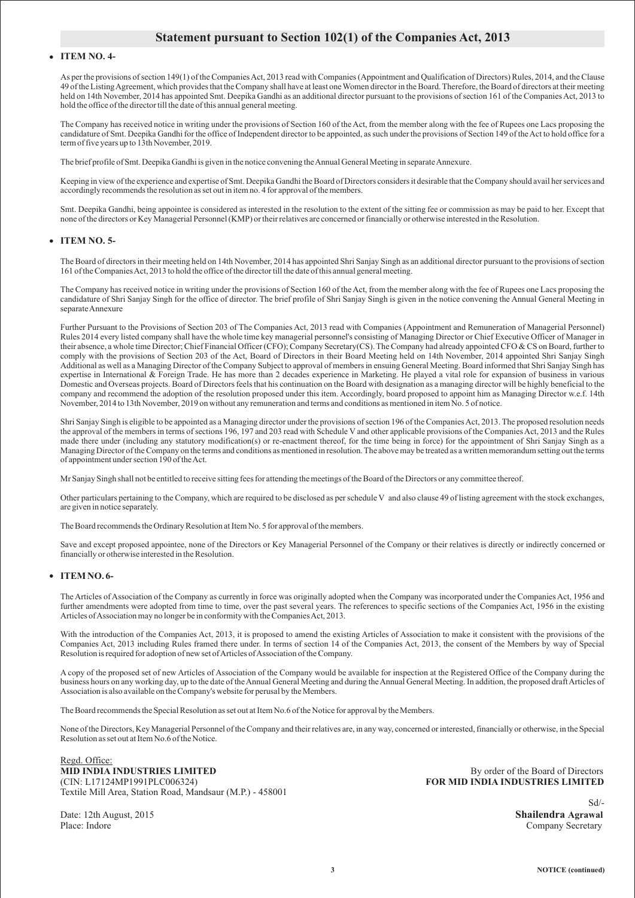## Statement pursuant to Section 102(1) of the Companies Act, 2013

- **ITEM NO. 4-**

As per the provisions of section 149(1) of the Companies Act, 2013 read with Companies (Appointment and Qualification of Directors) Rules, 2014, and the Clause 49 of the Listing Agreement, which provides that the Company shall have at least one Women director in the Board. Therefore, the Board of directors at their meeting held on 14th November, 2014 has appointed Smt. Deepika Gandhi as an additional director pursuant to the provisions of section 161 of the Companies Act, 2013 to hold the office of the director till the date of this annual general meeting.

The Company has received notice in writing under the provisions of Section 160 of the Act, from the member along with the fee of Rupees one Lacs proposing the candidature of Smt. Deepika Gandhi for the office of Independent director to be appointed, as such under the provisions of Section 149 of the Act to hold office for a term of five years up to 13th November, 2019.

The brief profile of Smt. Deepika Gandhi is given in the notice convening the Annual General Meeting in separate Annexure.

Keeping in view of the experience and expertise of Smt. Deepika Gandhi the Board of Directors considers it desirable that the Company should avail her services and accordingly recommends the resolution as set out in item no. 4 for approval of the members.

Smt. Deepika Gandhi, being appointee is considered as interested in the resolution to the extent of the sitting fee or commission as may be paid to her. Except that none of the directors or Key Managerial Personnel (KMP) or their relatives are concerned or financially or otherwise interested in the Resolution.

- **ITEM NO. 5-**

The Board of directors in their meeting held on 14th November, 2014 has appointed Shri Sanjay Singh as an additional director pursuant to the provisions of section 161 of the Companies Act, 2013 to hold the office of the director till the date of this annual general meeting.

The Company has received notice in writing under the provisions of Section 160 of the Act, from the member along with the fee of Rupees one Lacs proposing the candidature of Shri Sanjay Singh for the office of director. The brief profile of Shri Sanjay Singh is given in the notice convening the Annual General Meeting in separate Annexure

Further Pursuant to the Provisions of Section 203 of The Companies Act, 2013 read with Companies (Appointment and Remuneration of Managerial Personnel) Rules 2014 every listed company shall have the whole time key managerial personnel's consisting of Managing Director or Chief Executive Officer of Manager in their absence, a whole time Director; Chief Financial Officer (CFO); Company Secretary(CS). The Company had already appointed CFO & CS on Board, further to comply with the provisions of Section 203 of the Act, Board of Directors in their Board Meeting held on 14th November, 2014 appointed Shri Sanjay Singh Additional as well as a Managing Director of the Company Subject to approval of members in ensuing General Meeting. Board informed that Shri Sanjay Singh has expertise in International & Foreign Trade. He has more than 2 decades experience in Marketing. He played a vital role for expansion of business in various Domestic and Overseas projects. Board of Directors feels that his continuation on the Board with designation as a managing director will be highly beneficial to the company and recommend the adoption of the resolution proposed under this item. Accordingly, board proposed to appoint him as Managing Director w.e.f. 14th November, 2014 to 13th November, 2019 on without any remuneration and terms and conditions as mentioned in item No. 5 of notice.

Shri Sanjay Singh is eligible to be appointed as a Managing director under the provisions of section 196 of the Companies Act, 2013. The proposed resolution needs the approval of the members in terms of sections 196, 197 and 203 read with Schedule V and other applicable provisions of the Companies Act, 2013 and the Rules made there under (including any statutory modification(s) or re-enactment thereof, for the time being in force) for the appointment of Shri Sanjay Singh as a Managing Director of the Company on the terms and conditions as mentioned in resolution. The above may be treated as a written memorandum setting out the terms of appointment under section 190 of the Act.

Mr Sanjay Singh shall not be entitled to receive sitting fees for attending the meetings of the Board of the Directors or any committee thereof.

Other particulars pertaining to the Company, which are required to be disclosed as per schedule V and also clause 49 of listing agreement with the stock exchanges, are given in notice separately.

The Board recommends the Ordinary Resolution at Item No. 5 for approval of the members.

Save and except proposed appointee, none of the Directors or Key Managerial Personnel of the Company or their relatives is directly or indirectly concerned or financially or otherwise interested in the Resolution.

- **ITEM NO. 6-**

The Articles of Association of the Company as currently in force was originally adopted when the Company was incorporated under the Companies Act, 1956 and further amendments were adopted from time to time, over the past several years. The references to specific sections of the Companies Act, 1956 in the existing Articles of Association may no longer be in conformity with the Companies Act, 2013.

With the introduction of the Companies Act, 2013, it is proposed to amend the existing Articles of Association to make it consistent with the provisions of the Companies Act, 2013 including Rules framed there under. In terms of section 14 of the Companies Act, 2013, the consent of the Members by way of Special Resolution is required for adoption of new set of Articles of Association of the Company.

A copy of the proposed set of new Articles of Association of the Company would be available for inspection at the Registered Office of the Company during the business hours on any working day, up to the date of the Annual General Meeting and during the Annual General Meeting. In addition, the proposed draft Articles of Association is also available on the Company's website for perusal by the Members.

The Board recommends the Special Resolution as set out at Item No.6 of the Notice for approval by the Members.

None of the Directors, Key Managerial Personnel of the Company and their relatives are, in any way, concerned or interested, financially or otherwise, in the Special Resolution as set out at Item No.6 of the Notice.

Regd. Office:
**MID INDIA INDUSTRIES LIMITED**
(CIN: L17124MP1991PLC006324)
Textile Mill Area, Station Road, Mandsaur (M.P.) - 458001

Date: 12th August, 2015
Place: Indore

By order of the Board of Directors
**FOR MID INDIA INDUSTRIES LIMITED**

Sd/-
**Shailendra Agrawal**
Company Secretary

NOTICE (continued)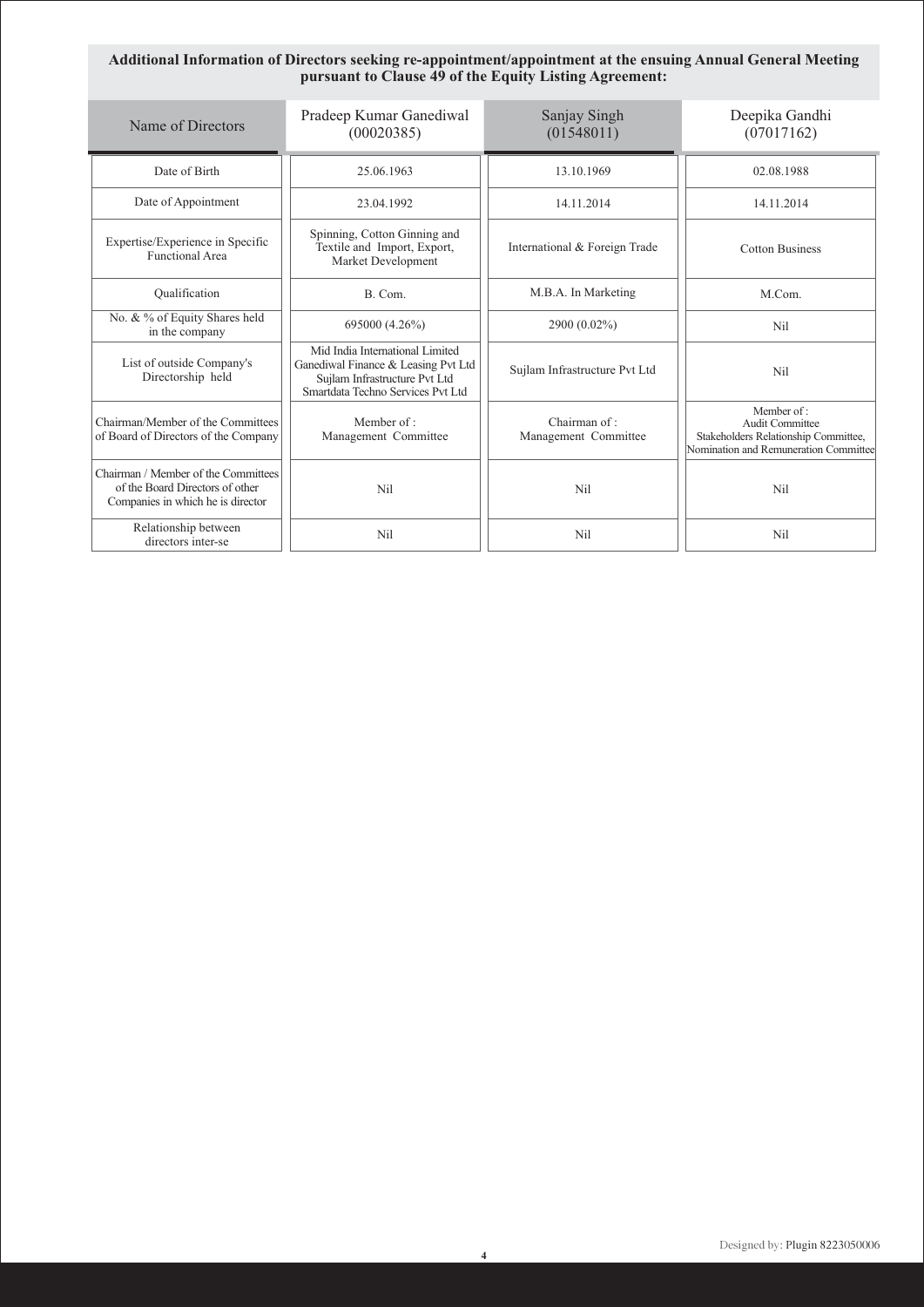**Additional Information of Directors seeking re-appointment/appointment at the ensuing Annual General Meeting pursuant to Clause 49 of the Equity Listing Agreement:**

| Name of Directors | Pradeep Kumar Ganediwal (00020385) | Sanjay Singh (01548011) | Deepika Gandhi (07017162) |
|---|---|---|---|
| Date of Birth | 25.06.1963 | 13.10.1969 | 02.08.1988 |
| Date of Appointment | 23.04.1992 | 14.11.2014 | 14.11.2014 |
| Expertise/Experience in Specific Functional Area | Spinning, Cotton Ginning and Textile and Import, Export, Market Development | International & Foreign Trade | Cotton Business |
| Qualification | B. Com. | M.B.A. In Marketing | M.Com. |
| No. & % of Equity Shares held in the company | 695000 (4.26%) | 2900 (0.02%) | Nil |
| List of outside Company's Directorship held | Mid India International Limited<br>Ganediwal Finance & Leasing Pvt Ltd<br>Sujlam Infrastructure Pvt Ltd<br>Smartdata Techno Services Pvt Ltd | Sujlam Infrastructure Pvt Ltd | Nil |
| Chairman/Member of the Committees of Board of Directors of the Company | Member of :<br>Management Committee | Chairman of :<br>Management Committee | Member of :<br>Audit Committee<br>Stakeholders Relationship Committee,<br>Nomination and Remuneration Committee |
| Chairman / Member of the Committees of the Board Directors of other Companies in which he is director | Nil | Nil | Nil |
| Relationship between directors inter-se | Nil | Nil | Nil |

Designed by: Plugin 8223050006